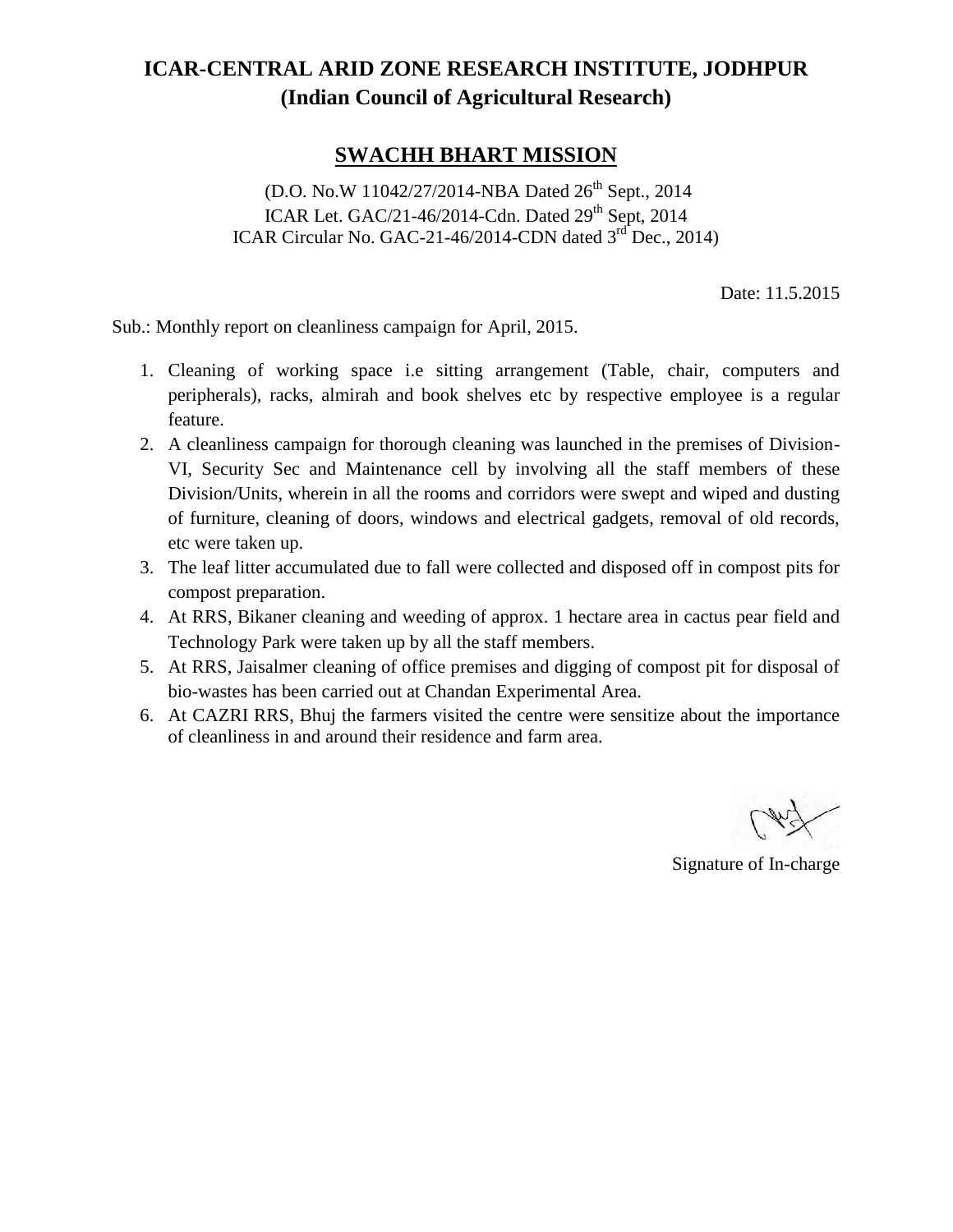# ICAR-CENTRAL ARID ZONE RESEARCH INSTITUTE, JODHPUR
## (Indian Council of Agricultural Research)

## SWACHH BHART MISSION

(D.O. No.W 11042/27/2014-NBA Dated 26th Sept., 2014
ICAR Let. GAC/21-46/2014-Cdn. Dated 29th Sept, 2014
ICAR Circular No. GAC-21-46/2014-CDN dated 3rd Dec., 2014)

Date: 11.5.2015

Sub.: Monthly report on cleanliness campaign for April, 2015.

1. Cleaning of working space i.e sitting arrangement (Table, chair, computers and peripherals), racks, almirah and book shelves etc by respective employee is a regular feature.
2. A cleanliness campaign for thorough cleaning was launched in the premises of Division-VI, Security Sec and Maintenance cell by involving all the staff members of these Division/Units, wherein in all the rooms and corridors were swept and wiped and dusting of furniture, cleaning of doors, windows and electrical gadgets, removal of old records, etc were taken up.
3. The leaf litter accumulated due to fall were collected and disposed off in compost pits for compost preparation.
4. At RRS, Bikaner cleaning and weeding of approx. 1 hectare area in cactus pear field and Technology Park were taken up by all the staff members.
5. At RRS, Jaisalmer cleaning of office premises and digging of compost pit for disposal of bio-wastes has been carried out at Chandan Experimental Area.
6. At CAZRI RRS, Bhuj the farmers visited the centre were sensitize about the importance of cleanliness in and around their residence and farm area.

Signature of In-charge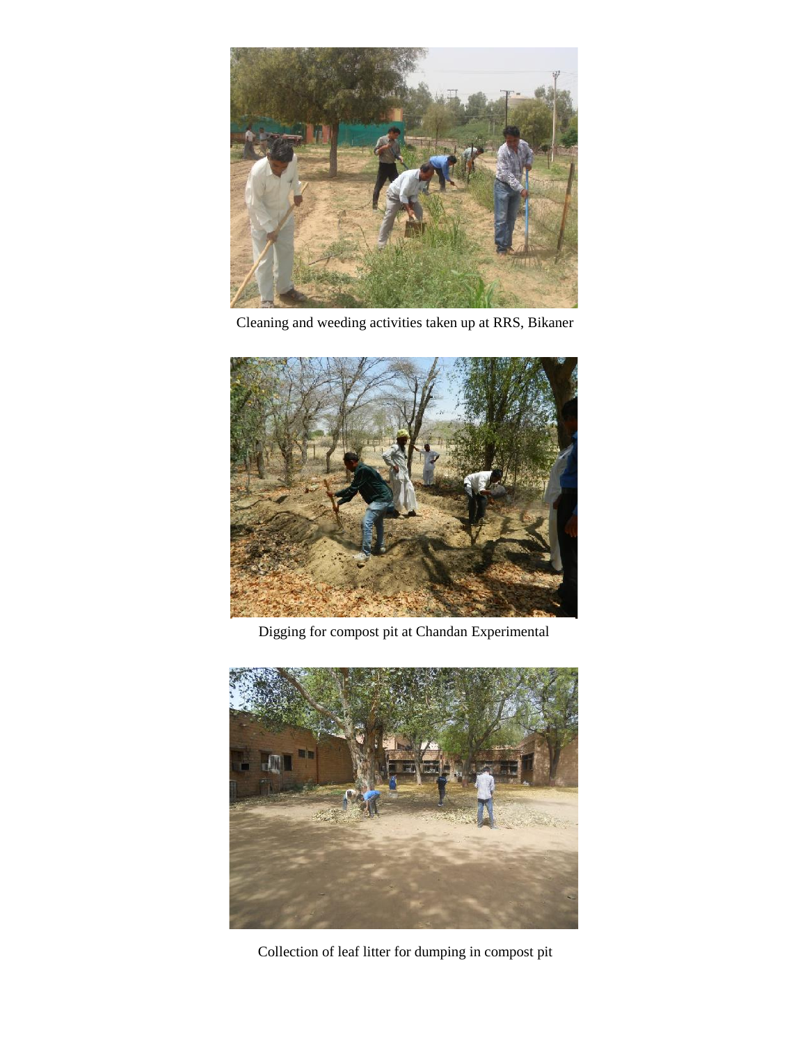Cleaning and weeding activities taken up at RRS, Bikaner

Digging for compost pit at Chandan Experimental

Collection of leaf litter for dumping in compost pit